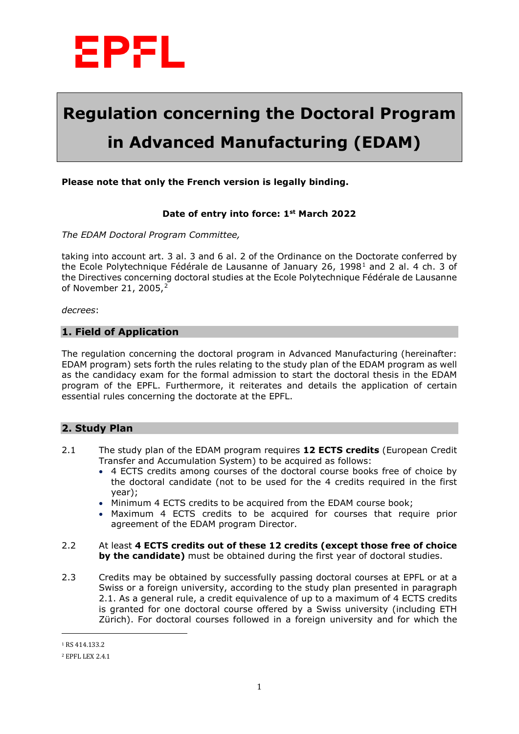EPFL

# Regulation concerning the Doctoral Program in Advanced Manufacturing (EDAM)

**Please note that only the French version is legally binding.**

**Date of entry into force: 1st March 2022**

*The EDAM Doctoral Program Committee,*

taking into account art. 3 al. 3 and 6 al. 2 of the Ordinance on the Doctorate conferred by the Ecole Polytechnique Fédérale de Lausanne of January 26, 1998[1] and 2 al. 4 ch. 3 of the Directives concerning doctoral studies at the Ecole Polytechnique Fédérale de Lausanne of November 21, 2005,[2]

*decrees*:

## 1. Field of Application

The regulation concerning the doctoral program in Advanced Manufacturing (hereinafter: EDAM program) sets forth the rules relating to the study plan of the EDAM program as well as the candidacy exam for the formal admission to start the doctoral thesis in the EDAM program of the EPFL. Furthermore, it reiterates and details the application of certain essential rules concerning the doctorate at the EPFL.

## 2. Study Plan

2.1 The study plan of the EDAM program requires **12 ECTS credits** (European Credit Transfer and Accumulation System) to be acquired as follows:

- 4 ECTS credits among courses of the doctoral course books free of choice by the doctoral candidate (not to be used for the 4 credits required in the first year);
- Minimum 4 ECTS credits to be acquired from the EDAM course book;
- Maximum 4 ECTS credits to be acquired for courses that require prior agreement of the EDAM program Director.

2.2 At least **4 ECTS credits out of these 12 credits (except those free of choice by the candidate)** must be obtained during the first year of doctoral studies.

2.3 Credits may be obtained by successfully passing doctoral courses at EPFL or at a Swiss or a foreign university, according to the study plan presented in paragraph 2.1. As a general rule, a credit equivalence of up to a maximum of 4 ECTS credits is granted for one doctoral course offered by a Swiss university (including ETH Zürich). For doctoral courses followed in a foreign university and for which the

---

[1] RS 414.133.2

[2] EPFL LEX 2.4.1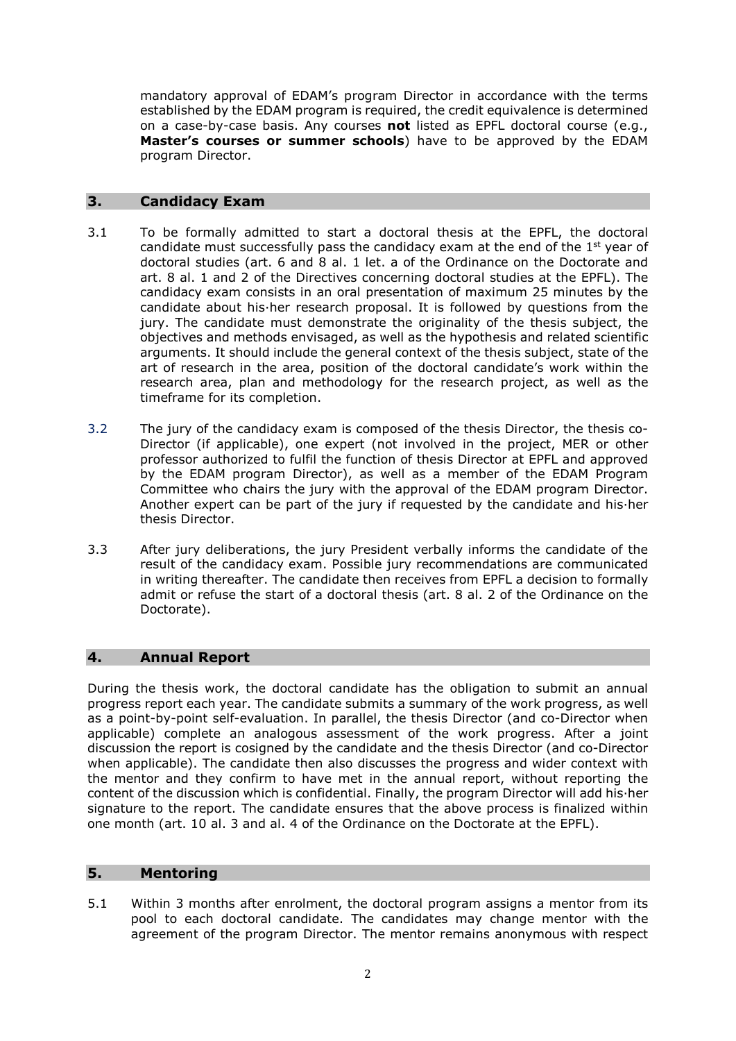mandatory approval of EDAM's program Director in accordance with the terms established by the EDAM program is required, the credit equivalence is determined on a case-by-case basis. Any courses **not** listed as EPFL doctoral course (e.g., **Master's courses or summer schools**) have to be approved by the EDAM program Director.

## 3. Candidacy Exam

3.1 To be formally admitted to start a doctoral thesis at the EPFL, the doctoral candidate must successfully pass the candidacy exam at the end of the 1st year of doctoral studies (art. 6 and 8 al. 1 let. a of the Ordinance on the Doctorate and art. 8 al. 1 and 2 of the Directives concerning doctoral studies at the EPFL). The candidacy exam consists in an oral presentation of maximum 25 minutes by the candidate about his·her research proposal. It is followed by questions from the jury. The candidate must demonstrate the originality of the thesis subject, the objectives and methods envisaged, as well as the hypothesis and related scientific arguments. It should include the general context of the thesis subject, state of the art of research in the area, position of the doctoral candidate's work within the research area, plan and methodology for the research project, as well as the timeframe for its completion.

3.2 The jury of the candidacy exam is composed of the thesis Director, the thesis co-Director (if applicable), one expert (not involved in the project, MER or other professor authorized to fulfil the function of thesis Director at EPFL and approved by the EDAM program Director), as well as a member of the EDAM Program Committee who chairs the jury with the approval of the EDAM program Director. Another expert can be part of the jury if requested by the candidate and his·her thesis Director.

3.3 After jury deliberations, the jury President verbally informs the candidate of the result of the candidacy exam. Possible jury recommendations are communicated in writing thereafter. The candidate then receives from EPFL a decision to formally admit or refuse the start of a doctoral thesis (art. 8 al. 2 of the Ordinance on the Doctorate).

## 4. Annual Report

During the thesis work, the doctoral candidate has the obligation to submit an annual progress report each year. The candidate submits a summary of the work progress, as well as a point-by-point self-evaluation. In parallel, the thesis Director (and co-Director when applicable) complete an analogous assessment of the work progress. After a joint discussion the report is cosigned by the candidate and the thesis Director (and co-Director when applicable). The candidate then also discusses the progress and wider context with the mentor and they confirm to have met in the annual report, without reporting the content of the discussion which is confidential. Finally, the program Director will add his·her signature to the report. The candidate ensures that the above process is finalized within one month (art. 10 al. 3 and al. 4 of the Ordinance on the Doctorate at the EPFL).

## 5. Mentoring

5.1 Within 3 months after enrolment, the doctoral program assigns a mentor from its pool to each doctoral candidate. The candidates may change mentor with the agreement of the program Director. The mentor remains anonymous with respect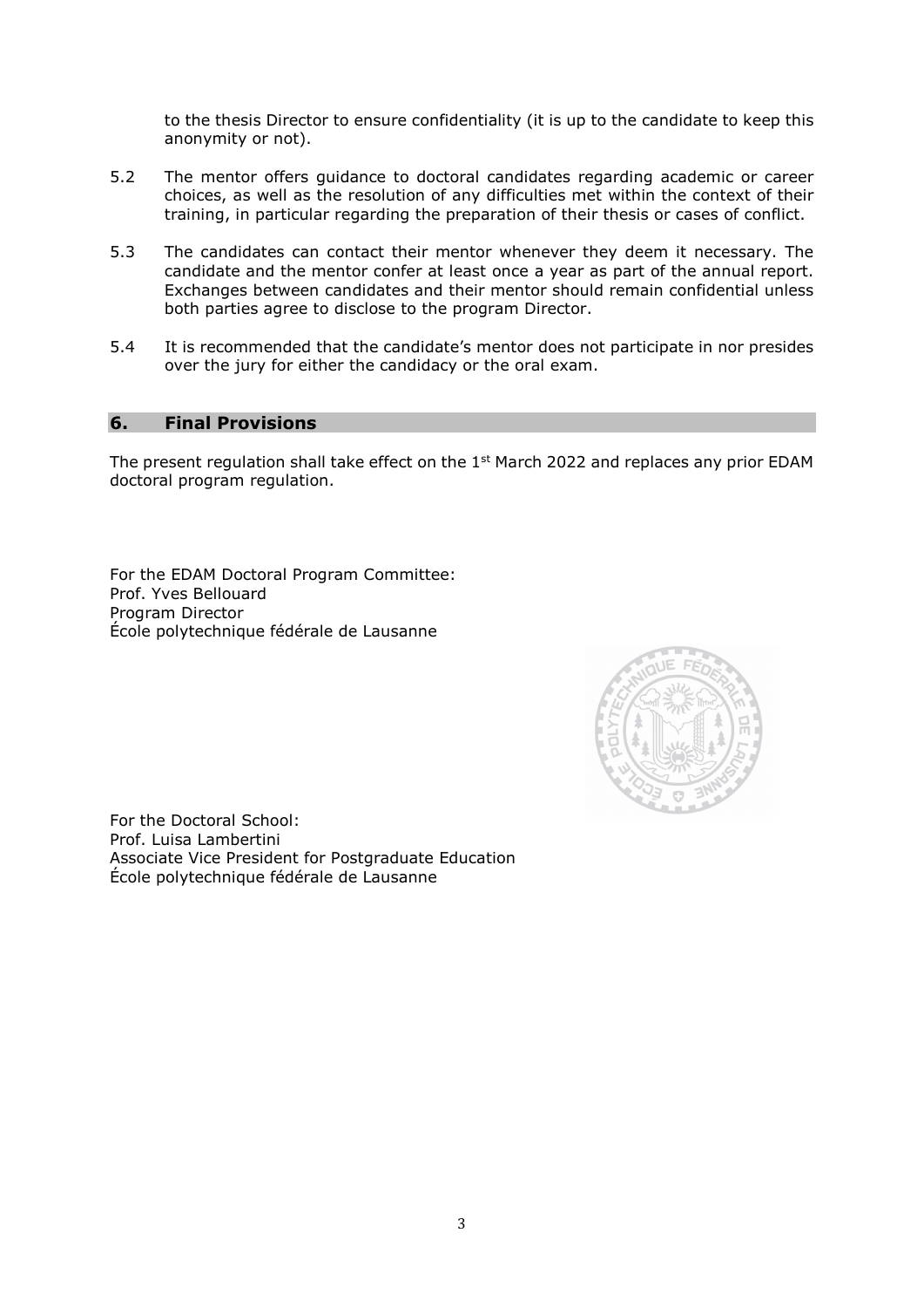to the thesis Director to ensure confidentiality (it is up to the candidate to keep this anonymity or not).

5.2 The mentor offers guidance to doctoral candidates regarding academic or career choices, as well as the resolution of any difficulties met within the context of their training, in particular regarding the preparation of their thesis or cases of conflict.

5.3 The candidates can contact their mentor whenever they deem it necessary. The candidate and the mentor confer at least once a year as part of the annual report. Exchanges between candidates and their mentor should remain confidential unless both parties agree to disclose to the program Director.

5.4 It is recommended that the candidate's mentor does not participate in nor presides over the jury for either the candidacy or the oral exam.

## 6. Final Provisions

The present regulation shall take effect on the 1st March 2022 and replaces any prior EDAM doctoral program regulation.

For the EDAM Doctoral Program Committee:
Prof. Yves Bellouard
Program Director
École polytechnique fédérale de Lausanne

For the Doctoral School:
Prof. Luisa Lambertini
Associate Vice President for Postgraduate Education
École polytechnique fédérale de Lausanne